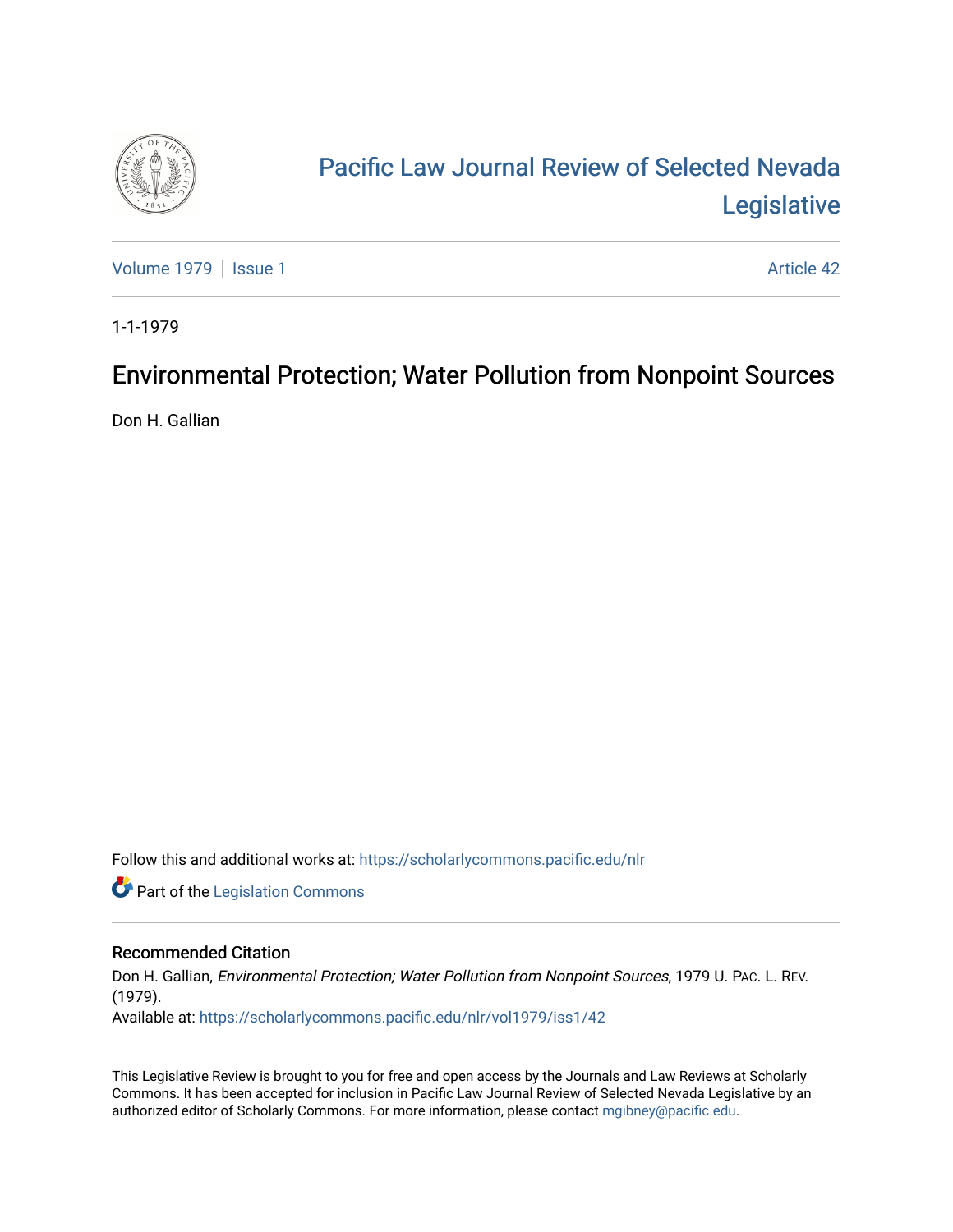# Pacific Law Journal Review of Selected Nevada Legislative

Volume 1979 | Issue 1 | Article 42

1-1-1979

## Environmental Protection; Water Pollution from Nonpoint Sources

Don H. Gallian

Follow this and additional works at: https://scholarlycommons.pacific.edu/nlr

Part of the Legislation Commons

### Recommended Citation

Don H. Gallian, *Environmental Protection; Water Pollution from Nonpoint Sources*, 1979 U. PAC. L. REV. (1979).

Available at: https://scholarlycommons.pacific.edu/nlr/vol1979/iss1/42

This Legislative Review is brought to you for free and open access by the Journals and Law Reviews at Scholarly Commons. It has been accepted for inclusion in Pacific Law Journal Review of Selected Nevada Legislative by an authorized editor of Scholarly Commons. For more information, please contact mgibney@pacific.edu.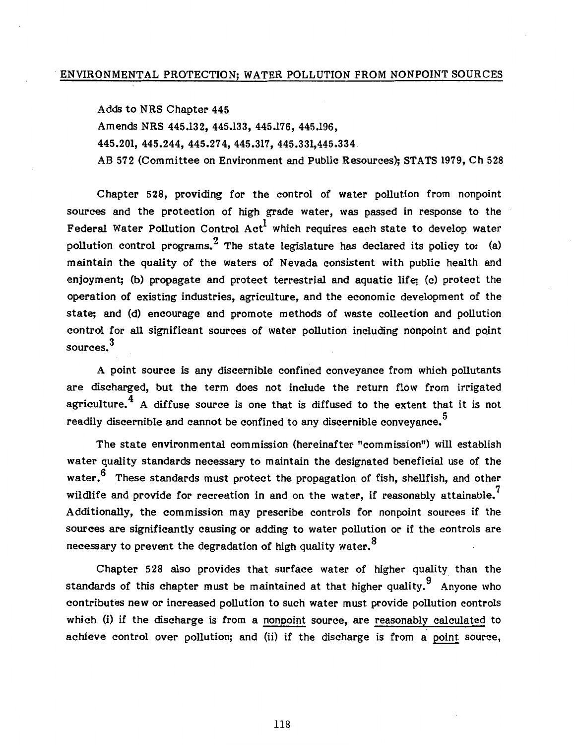## ENVIRONMENTAL PROTECTION; WATER POLLUTION FROM NONPOINT SOURCES

Adds to NRS Chapter 445

Amends NRS 445.132, 445.133, 445.176, 445.196, 445.201, 445.244, 445.274, 445.317, 445.331,445.334

AB 572 (Committee on Environment and Public Resources); STATS 1979, Ch 528

Chapter 528, providing for the control of water pollution from nonpoint sources and the protection of high grade water, was passed in response to the Federal Water Pollution Control Act[1] which requires each state to develop water pollution control programs.[2] The state legislature has declared its policy to: (a) maintain the quality of the waters of Nevada consistent with public health and enjoyment; (b) propagate and protect terrestrial and aquatic life; (c) protect the operation of existing industries, agriculture, and the economic development of the state; and (d) encourage and promote methods of waste collection and pollution control for all significant sources of water pollution including nonpoint and point sources.[3]

A point source is any discernible confined conveyance from which pollutants are discharged, but the term does not include the return flow from irrigated agriculture.[4] A diffuse source is one that is diffused to the extent that it is not readily discernible and cannot be confined to any discernible conveyance.[5]

The state environmental commission (hereinafter "commission") will establish water quality standards necessary to maintain the designated beneficial use of the water.[6] These standards must protect the propagation of fish, shellfish, and other wildlife and provide for recreation in and on the water, if reasonably attainable.[7] Additionally, the commission may prescribe controls for nonpoint sources if the sources are significantly causing or adding to water pollution or if the controls are necessary to prevent the degradation of high quality water.[8]

Chapter 528 also provides that surface water of higher quality than the standards of this chapter must be maintained at that higher quality.[9] Anyone who contributes new or increased pollution to such water must provide pollution controls which (i) if the discharge is from a <u>nonpoint</u> source, are <u>reasonably calculated</u> to achieve control over pollution; and (ii) if the discharge is from a <u>point</u> source,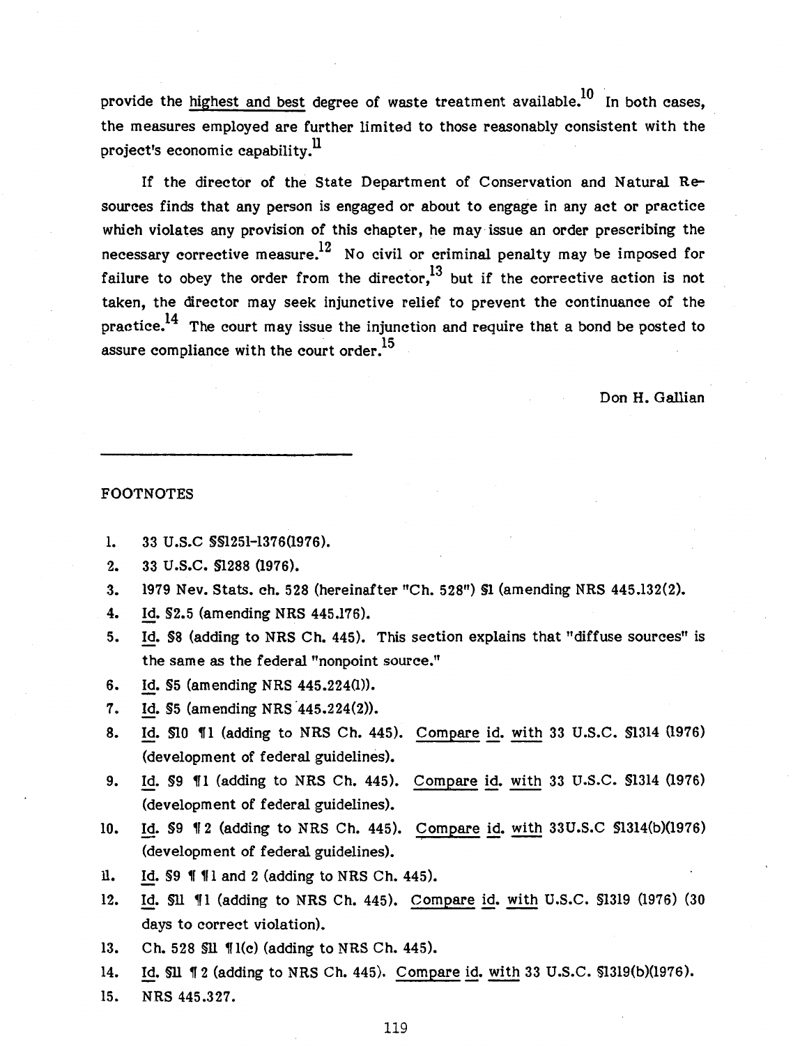provide the highest and best degree of waste treatment available.[10] In both cases, the measures employed are further limited to those reasonably consistent with the project's economic capability.[11]

If the director of the State Department of Conservation and Natural Resources finds that any person is engaged or about to engage in any act or practice which violates any provision of this chapter, he may issue an order prescribing the necessary corrective measure.[12] No civil or criminal penalty may be imposed for failure to obey the order from the director,[13] but if the corrective action is not taken, the director may seek injunctive relief to prevent the continuance of the practice.[14] The court may issue the injunction and require that a bond be posted to assure compliance with the court order.[15]

Don H. Gallian

---

FOOTNOTES

1. 33 U.S.C §§1251-1376(1976).
2. 33 U.S.C. §1288 (1976).
3. 1979 Nev. Stats. ch. 528 (hereinafter "Ch. 528") §1 (amending NRS 445.132(2).
4. Id. §2.5 (amending NRS 445.176).
5. Id. §8 (adding to NRS Ch. 445). This section explains that "diffuse sources" is the same as the federal "nonpoint source."
6. Id. §5 (amending NRS 445.224(1)).
7. Id. §5 (amending NRS 445.224(2)).
8. Id. §10 ¶1 (adding to NRS Ch. 445). Compare id. with 33 U.S.C. §1314 (1976) (development of federal guidelines).
9. Id. §9 ¶1 (adding to NRS Ch. 445). Compare id. with 33 U.S.C. §1314 (1976) (development of federal guidelines).
10. Id. §9 ¶2 (adding to NRS Ch. 445). Compare id. with 33U.S.C §1314(b)(1976) (development of federal guidelines).
11. Id. §9 ¶ ¶1 and 2 (adding to NRS Ch. 445).
12. Id. §11 ¶1 (adding to NRS Ch. 445). Compare id. with U.S.C. §1319 (1976) (30 days to correct violation).
13. Ch. 528 §11 ¶1(c) (adding to NRS Ch. 445).
14. Id. §11 ¶2 (adding to NRS Ch. 445). Compare id. with 33 U.S.C. §1319(b)(1976).
15. NRS 445.327.